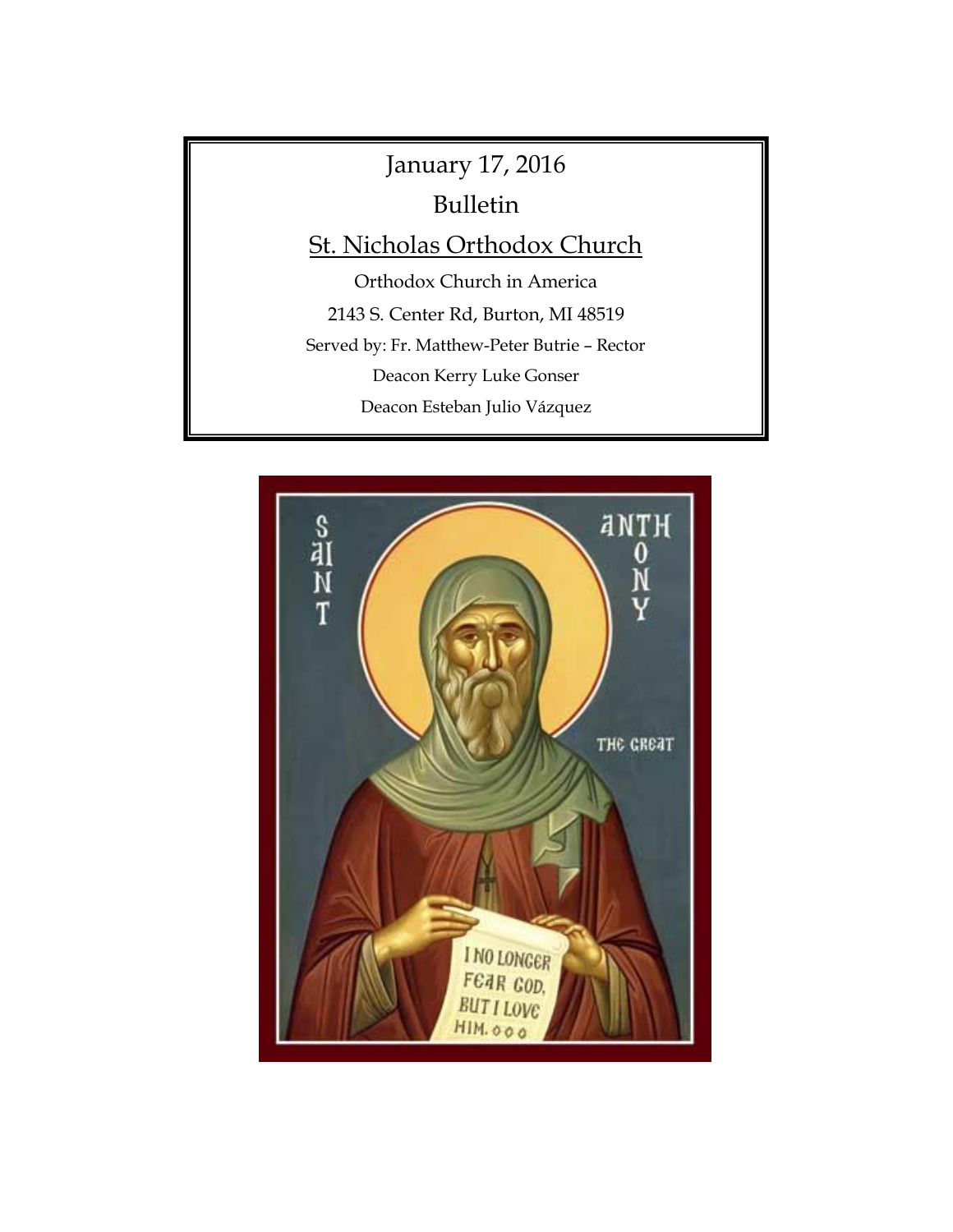January 17, 2016

Bulletin

St. Nicholas Orthodox Church

Orthodox Church in America

2143 S. Center Rd, Burton, MI 48519

Served by: Fr. Matthew-Peter Butrie – Rector

Deacon Kerry Luke Gonser

Deacon Esteban Julio Vázquez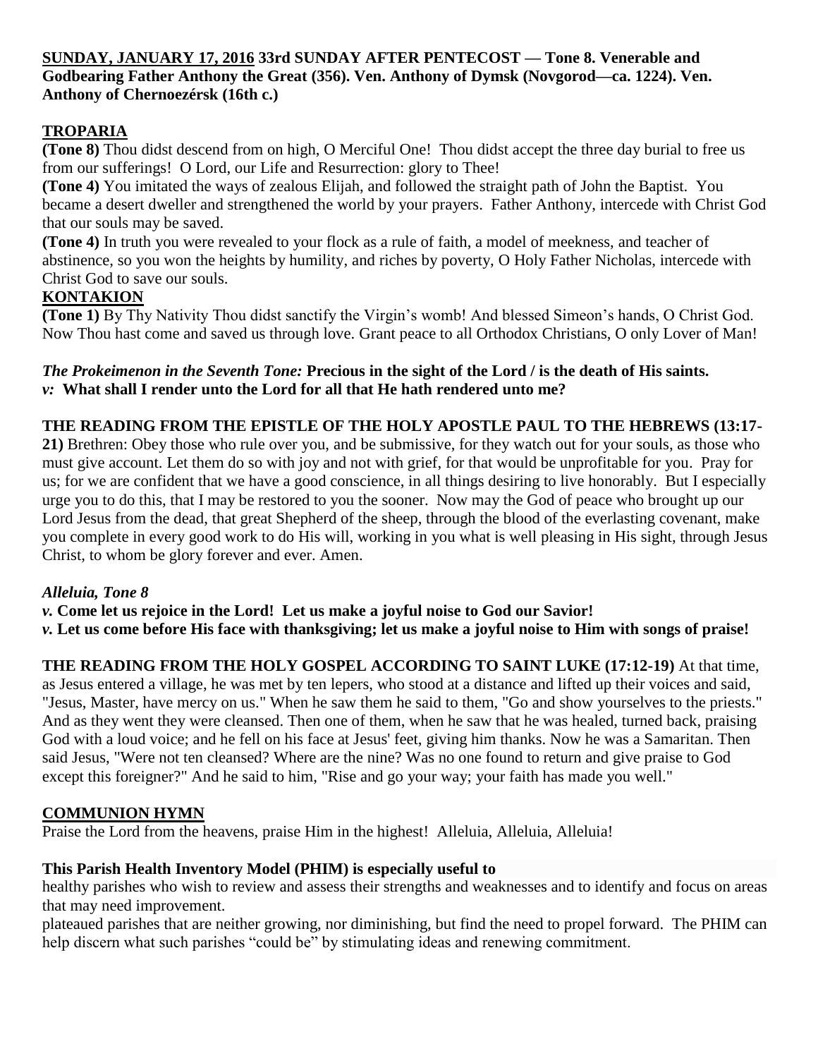**SUNDAY, JANUARY 17, 2016 33rd SUNDAY AFTER PENTECOST — Tone 8. Venerable and Godbearing Father Anthony the Great (356). Ven. Anthony of Dymsk (Novgorod—ca. 1224). Ven. Anthony of Chernoezérsk (16th c.)**

## TROPARIA

**(Tone 8)** Thou didst descend from on high, O Merciful One! Thou didst accept the three day burial to free us from our sufferings! O Lord, our Life and Resurrection: glory to Thee!

**(Tone 4)** You imitated the ways of zealous Elijah, and followed the straight path of John the Baptist. You became a desert dweller and strengthened the world by your prayers. Father Anthony, intercede with Christ God that our souls may be saved.

**(Tone 4)** In truth you were revealed to your flock as a rule of faith, a model of meekness, and teacher of abstinence, so you won the heights by humility, and riches by poverty, O Holy Father Nicholas, intercede with Christ God to save our souls.

## KONTAKION

**(Tone 1)** By Thy Nativity Thou didst sanctify the Virgin's womb! And blessed Simeon's hands, O Christ God. Now Thou hast come and saved us through love. Grant peace to all Orthodox Christians, O only Lover of Man!

***The Prokeimenon in the Seventh Tone:*** **Precious in the sight of the Lord / is the death of His saints.**
***v:*** **What shall I render unto the Lord for all that He hath rendered unto me?**

**THE READING FROM THE EPISTLE OF THE HOLY APOSTLE PAUL TO THE HEBREWS (13:17-21)** Brethren: Obey those who rule over you, and be submissive, for they watch out for your souls, as those who must give account. Let them do so with joy and not with grief, for that would be unprofitable for you. Pray for us; for we are confident that we have a good conscience, in all things desiring to live honorably. But I especially urge you to do this, that I may be restored to you the sooner. Now may the God of peace who brought up our Lord Jesus from the dead, that great Shepherd of the sheep, through the blood of the everlasting covenant, make you complete in every good work to do His will, working in you what is well pleasing in His sight, through Jesus Christ, to whom be glory forever and ever. Amen.

***Alleluia, Tone 8***
***v.*** **Come let us rejoice in the Lord! Let us make a joyful noise to God our Savior!**
***v.*** **Let us come before His face with thanksgiving; let us make a joyful noise to Him with songs of praise!**

**THE READING FROM THE HOLY GOSPEL ACCORDING TO SAINT LUKE (17:12-19)** At that time, as Jesus entered a village, he was met by ten lepers, who stood at a distance and lifted up their voices and said, "Jesus, Master, have mercy on us." When he saw them he said to them, "Go and show yourselves to the priests." And as they went they were cleansed. Then one of them, when he saw that he was healed, turned back, praising God with a loud voice; and he fell on his face at Jesus' feet, giving him thanks. Now he was a Samaritan. Then said Jesus, "Were not ten cleansed? Where are the nine? Was no one found to return and give praise to God except this foreigner?" And he said to him, "Rise and go your way; your faith has made you well."

## COMMUNION HYMN

Praise the Lord from the heavens, praise Him in the highest! Alleluia, Alleluia, Alleluia!

**This Parish Health Inventory Model (PHIM) is especially useful to**

healthy parishes who wish to review and assess their strengths and weaknesses and to identify and focus on areas that may need improvement.

plateaued parishes that are neither growing, nor diminishing, but find the need to propel forward. The PHIM can help discern what such parishes "could be" by stimulating ideas and renewing commitment.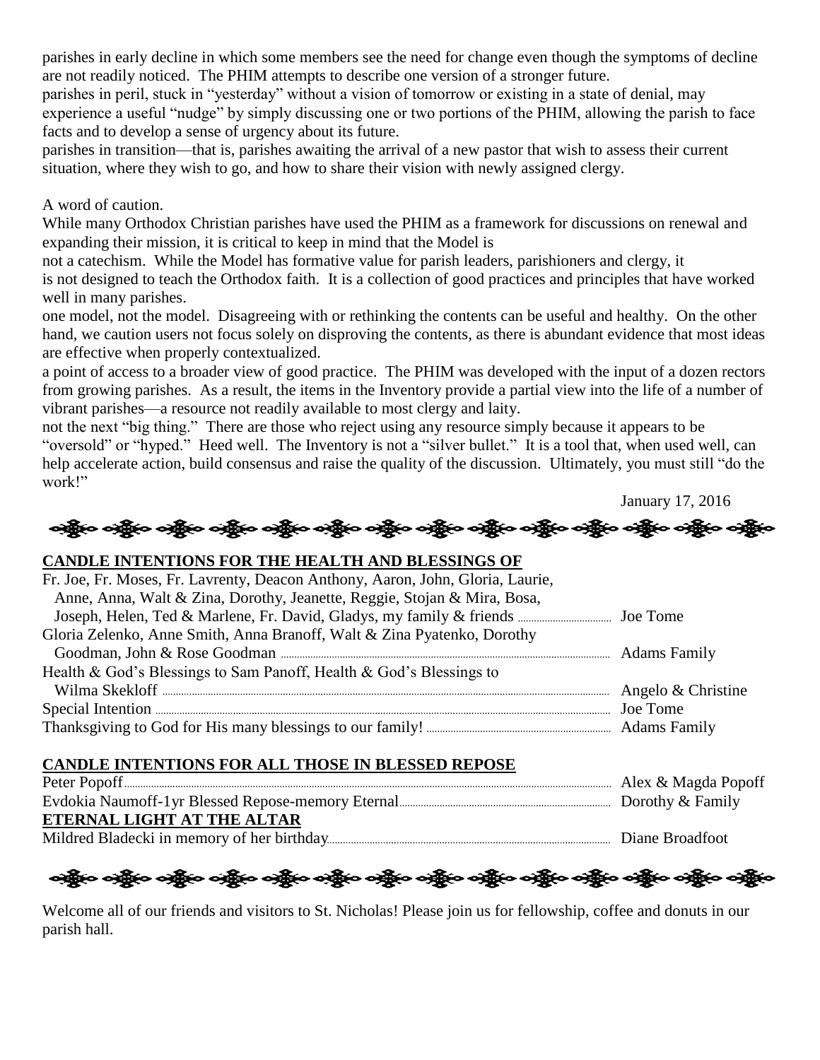parishes in early decline in which some members see the need for change even though the symptoms of decline are not readily noticed. The PHIM attempts to describe one version of a stronger future.

parishes in peril, stuck in "yesterday" without a vision of tomorrow or existing in a state of denial, may experience a useful "nudge" by simply discussing one or two portions of the PHIM, allowing the parish to face facts and to develop a sense of urgency about its future.

parishes in transition—that is, parishes awaiting the arrival of a new pastor that wish to assess their current situation, where they wish to go, and how to share their vision with newly assigned clergy.

A word of caution.

While many Orthodox Christian parishes have used the PHIM as a framework for discussions on renewal and expanding their mission, it is critical to keep in mind that the Model is

not a catechism. While the Model has formative value for parish leaders, parishioners and clergy, it is not designed to teach the Orthodox faith. It is a collection of good practices and principles that have worked well in many parishes.

one model, not the model. Disagreeing with or rethinking the contents can be useful and healthy. On the other hand, we caution users not focus solely on disproving the contents, as there is abundant evidence that most ideas are effective when properly contextualized.

a point of access to a broader view of good practice. The PHIM was developed with the input of a dozen rectors from growing parishes. As a result, the items in the Inventory provide a partial view into the life of a number of vibrant parishes—a resource not readily available to most clergy and laity.

not the next "big thing." There are those who reject using any resource simply because it appears to be "oversold" or "hyped." Heed well. The Inventory is not a "silver bullet." It is a tool that, when used well, can help accelerate action, build consensus and raise the quality of the discussion. Ultimately, you must still "do the work!"

January 17, 2016

## CANDLE INTENTIONS FOR THE HEALTH AND BLESSINGS OF

| Intention | Offered by |
|---|---|
| Fr. Joe, Fr. Moses, Fr. Lavrenty, Deacon Anthony, Aaron, John, Gloria, Laurie, Anne, Anna, Walt & Zina, Dorothy, Jeanette, Reggie, Stojan & Mira, Bosa, Joseph, Helen, Ted & Marlene, Fr. David, Gladys, my family & friends | Joe Tome |
| Gloria Zelenko, Anne Smith, Anna Branoff, Walt & Zina Pyatenko, Dorothy Goodman, John & Rose Goodman | Adams Family |
| Health & God's Blessings to Sam Panoff, Health & God's Blessings to Wilma Skekloff | Angelo & Christine |
| Special Intention | Joe Tome |
| Thanksgiving to God for His many blessings to our family! | Adams Family |

## CANDLE INTENTIONS FOR ALL THOSE IN BLESSED REPOSE

| Intention | Offered by |
|---|---|
| Peter Popoff | Alex & Magda Popoff |
| Evdokia Naumoff-1yr Blessed Repose-memory Eternal | Dorothy & Family |

## ETERNAL LIGHT AT THE ALTAR

| Intention | Offered by |
|---|---|
| Mildred Bladecki in memory of her birthday | Diane Broadfoot |

Welcome all of our friends and visitors to St. Nicholas! Please join us for fellowship, coffee and donuts in our parish hall.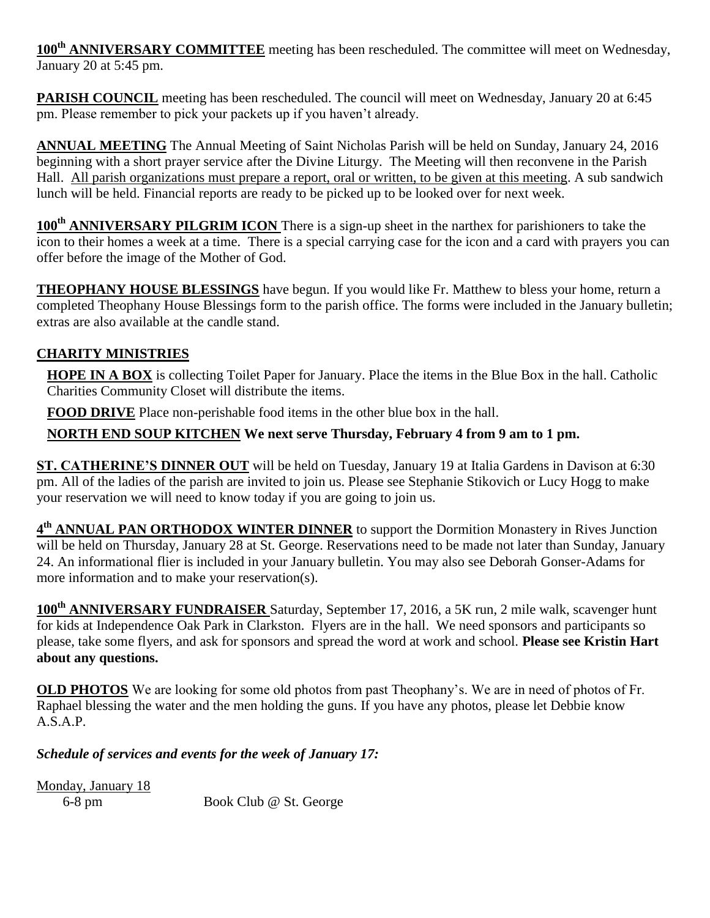**100th ANNIVERSARY COMMITTEE** meeting has been rescheduled. The committee will meet on Wednesday, January 20 at 5:45 pm.

**PARISH COUNCIL** meeting has been rescheduled. The council will meet on Wednesday, January 20 at 6:45 pm. Please remember to pick your packets up if you haven't already.

**ANNUAL MEETING** The Annual Meeting of Saint Nicholas Parish will be held on Sunday, January 24, 2016 beginning with a short prayer service after the Divine Liturgy. The Meeting will then reconvene in the Parish Hall. All parish organizations must prepare a report, oral or written, to be given at this meeting. A sub sandwich lunch will be held. Financial reports are ready to be picked up to be looked over for next week.

**100th ANNIVERSARY PILGRIM ICON** There is a sign-up sheet in the narthex for parishioners to take the icon to their homes a week at a time. There is a special carrying case for the icon and a card with prayers you can offer before the image of the Mother of God.

**THEOPHANY HOUSE BLESSINGS** have begun. If you would like Fr. Matthew to bless your home, return a completed Theophany House Blessings form to the parish office. The forms were included in the January bulletin; extras are also available at the candle stand.

**CHARITY MINISTRIES**

**HOPE IN A BOX** is collecting Toilet Paper for January. Place the items in the Blue Box in the hall. Catholic Charities Community Closet will distribute the items.

**FOOD DRIVE** Place non-perishable food items in the other blue box in the hall.

**NORTH END SOUP KITCHEN We next serve Thursday, February 4 from 9 am to 1 pm.**

**ST. CATHERINE'S DINNER OUT** will be held on Tuesday, January 19 at Italia Gardens in Davison at 6:30 pm. All of the ladies of the parish are invited to join us. Please see Stephanie Stikovich or Lucy Hogg to make your reservation we will need to know today if you are going to join us.

**4th ANNUAL PAN ORTHODOX WINTER DINNER** to support the Dormition Monastery in Rives Junction will be held on Thursday, January 28 at St. George. Reservations need to be made not later than Sunday, January 24. An informational flier is included in your January bulletin. You may also see Deborah Gonser-Adams for more information and to make your reservation(s).

**100th ANNIVERSARY FUNDRAISER** Saturday, September 17, 2016, a 5K run, 2 mile walk, scavenger hunt for kids at Independence Oak Park in Clarkston. Flyers are in the hall. We need sponsors and participants so please, take some flyers, and ask for sponsors and spread the word at work and school. **Please see Kristin Hart about any questions.**

**OLD PHOTOS** We are looking for some old photos from past Theophany's. We are in need of photos of Fr. Raphael blessing the water and the men holding the guns. If you have any photos, please let Debbie know A.S.A.P.

***Schedule of services and events for the week of January 17:***

Monday, January 18

6-8 pm Book Club @ St. George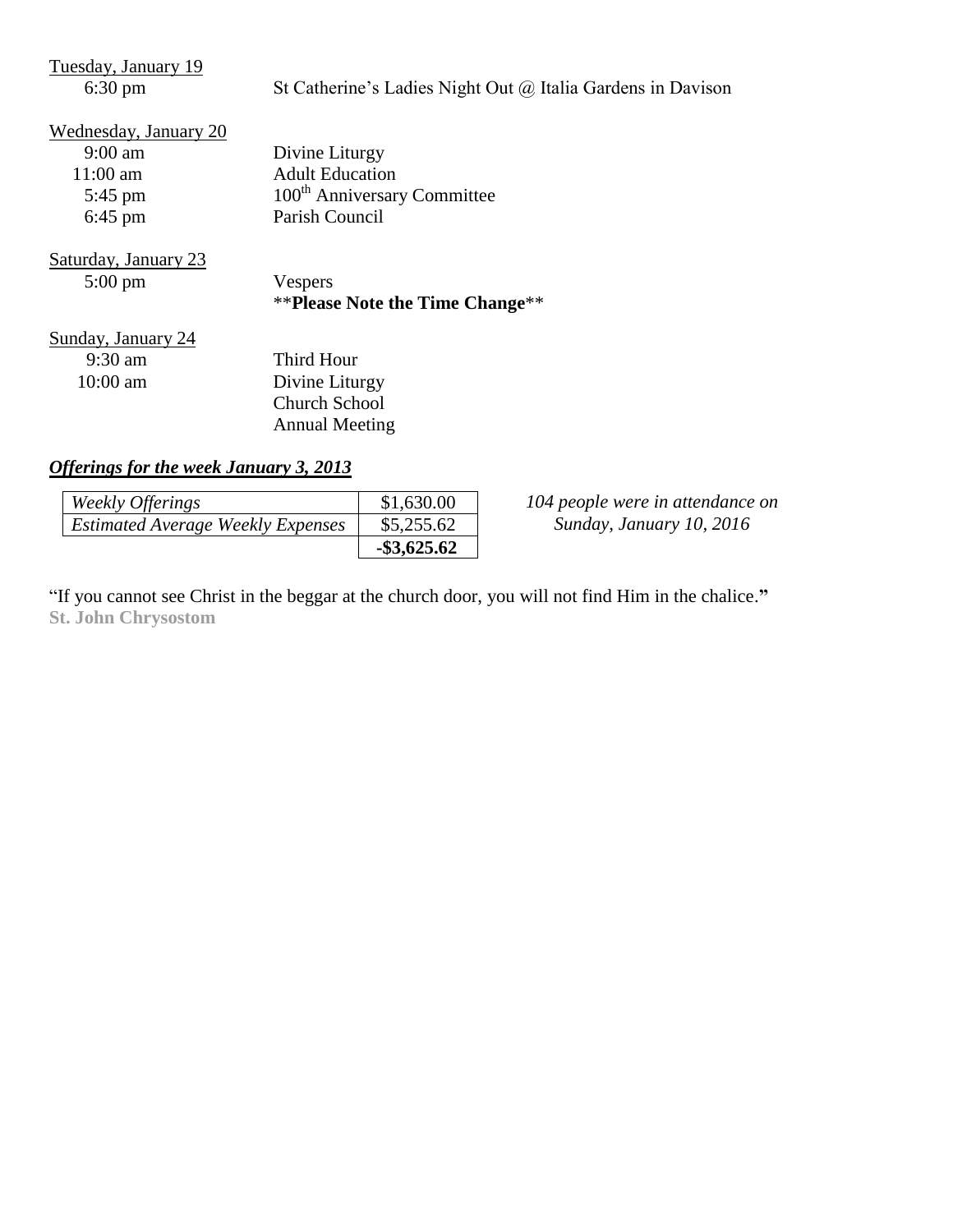<u>Tuesday, January 19</u>

6:30 pm — St Catherine's Ladies Night Out @ Italia Gardens in Davison

<u>Wednesday, January 20</u>

9:00 am — Divine Liturgy
11:00 am — Adult Education
5:45 pm — 100th Anniversary Committee
6:45 pm — Parish Council

<u>Saturday, January 23</u>

5:00 pm — Vespers
**Please Note the Time Change**

<u>Sunday, January 24</u>

9:30 am — Third Hour
10:00 am — Divine Liturgy
Church School
Annual Meeting

***<u>Offerings for the week January 3, 2013</u>***

| | |
|---|---|
| *Weekly Offerings* | $1,630.00 |
| *Estimated Average Weekly Expenses* | $5,255.62 |
| | **-$3,625.62** |

*104 people were in attendance on Sunday, January 10, 2016*

"If you cannot see Christ in the beggar at the church door, you will not find Him in the chalice."
**St. John Chrysostom**